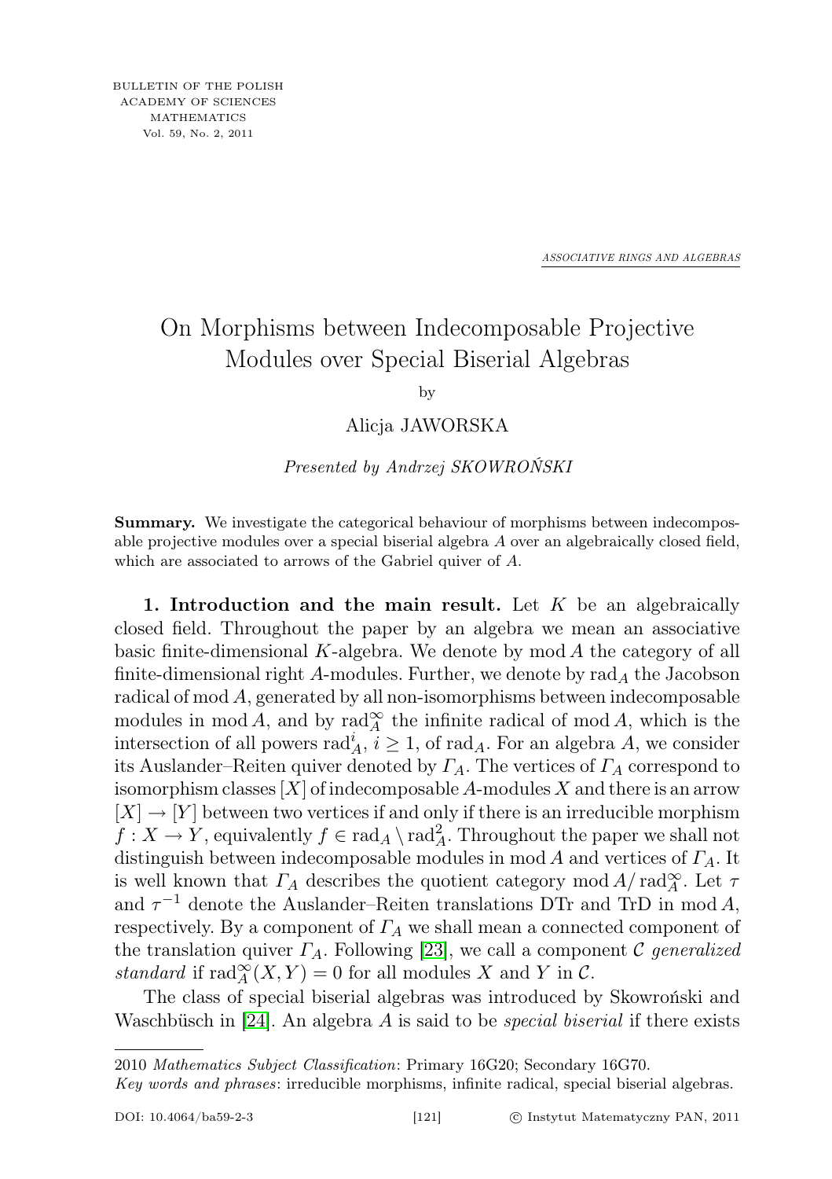BULLETIN OF THE POLISH ACADEMY OF SCIENCES MATHEMATICS Vol. 59, No. 2, 2011

*ASSOCIATIVE RINGS AND ALGEBRAS*

# On Morphisms between Indecomposable Projective Modules over Special Biserial Algebras

by

Alicja JAWORSKA

*Presented by Andrzej SKOWROŃSKI*

**Summary.** We investigate the categorical behaviour of morphisms between indecomposable projective modules over a special biserial algebra $A$ over an algebraically closed field, which are associated to arrows of the Gabriel quiver of $A$.

**1. Introduction and the main result.** Let $K$ be an algebraically closed field. Throughout the paper by an algebra we mean an associative basic finite-dimensional $K$-algebra. We denote by $\operatorname{mod} A$ the category of all finite-dimensional right $A$-modules. Further, we denote by $\operatorname{rad}_A$ the Jacobson radical of $\operatorname{mod} A$, generated by all non-isomorphisms between indecomposable modules in $\operatorname{mod} A$, and by $\operatorname{rad}_A^\infty$ the infinite radical of $\operatorname{mod} A$, which is the intersection of all powers $\operatorname{rad}_A^i$, $i \geq 1$, of $\operatorname{rad}_A$. For an algebra $A$, we consider its Auslander–Reiten quiver denoted by $\Gamma_A$. The vertices of $\Gamma_A$ correspond to isomorphism classes $[X]$ of indecomposable $A$-modules $X$ and there is an arrow $[X] \to [Y]$ between two vertices if and only if there is an irreducible morphism $f : X \to Y$, equivalently $f \in \operatorname{rad}_A \setminus \operatorname{rad}_A^2$. Throughout the paper we shall not distinguish between indecomposable modules in $\operatorname{mod} A$ and vertices of $\Gamma_A$. It is well known that $\Gamma_A$ describes the quotient category $\operatorname{mod} A/\operatorname{rad}_A^\infty$. Let $\tau$ and $\tau^{-1}$ denote the Auslander–Reiten translations DTr and TrD in $\operatorname{mod} A$, respectively. By a component of $\Gamma_A$ we shall mean a connected component of the translation quiver $\Gamma_A$. Following [23], we call a component $\mathcal{C}$ *generalized standard* if $\operatorname{rad}_A^\infty(X, Y) = 0$ for all modules $X$ and $Y$ in $\mathcal{C}$.

The class of special biserial algebras was introduced by Skowroński and Waschbüsch in [24]. An algebra $A$ is said to be *special biserial* if there exists

2010 *Mathematics Subject Classification*: Primary 16G20; Secondary 16G70.

*Key words and phrases*: irreducible morphisms, infinite radical, special biserial algebras.

DOI: 10.4064/ba59-2-3 © Instytut Matematyczny PAN, 2011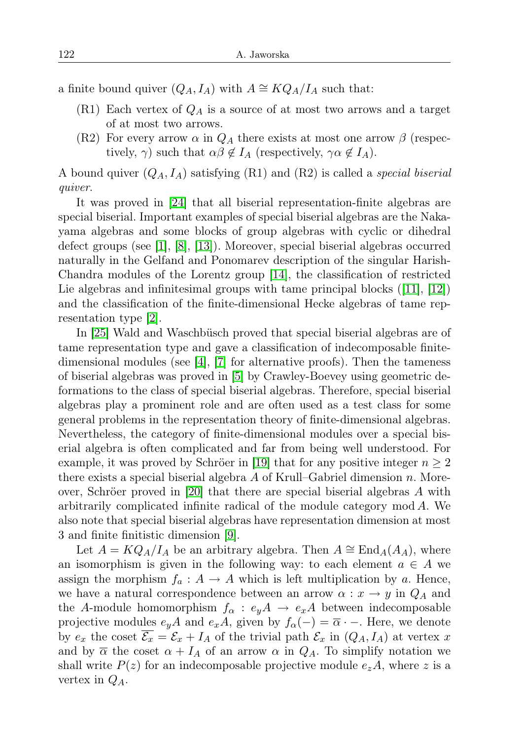a finite bound quiver $(Q_A, I_A)$ with $A \cong KQ_A/I_A$ such that:

- (R1) Each vertex of $Q_A$ is a source of at most two arrows and a target of at most two arrows.
- (R2) For every arrow $\alpha$ in $Q_A$ there exists at most one arrow $\beta$ (respectively, $\gamma$) such that $\alpha\beta \notin I_A$ (respectively, $\gamma\alpha \notin I_A$).

A bound quiver $(Q_A, I_A)$ satisfying (R1) and (R2) is called a *special biserial quiver*.

It was proved in [24] that all biserial representation-finite algebras are special biserial. Important examples of special biserial algebras are the Nakayama algebras and some blocks of group algebras with cyclic or dihedral defect groups (see [1], [8], [13]). Moreover, special biserial algebras occurred naturally in the Gelfand and Ponomarev description of the singular Harish-Chandra modules of the Lorentz group [14], the classification of restricted Lie algebras and infinitesimal groups with tame principal blocks ([11], [12]) and the classification of the finite-dimensional Hecke algebras of tame representation type [2].

In [25] Wald and Waschbüsch proved that special biserial algebras are of tame representation type and gave a classification of indecomposable finite-dimensional modules (see [4], [7] for alternative proofs). Then the tameness of biserial algebras was proved in [5] by Crawley-Boevey using geometric deformations to the class of special biserial algebras. Therefore, special biserial algebras play a prominent role and are often used as a test class for some general problems in the representation theory of finite-dimensional algebras. Nevertheless, the category of finite-dimensional modules over a special biserial algebra is often complicated and far from being well understood. For example, it was proved by Schröer in [19] that for any positive integer $n \geq 2$ there exists a special biserial algebra $A$ of Krull–Gabriel dimension $n$. Moreover, Schröer proved in [20] that there are special biserial algebras $A$ with arbitrarily complicated infinite radical of the module category $\operatorname{mod} A$. We also note that special biserial algebras have representation dimension at most 3 and finite finitistic dimension [9].

Let $A = KQ_A/I_A$ be an arbitrary algebra. Then $A \cong \operatorname{End}_A(A_A)$, where an isomorphism is given in the following way: to each element $a \in A$ we assign the morphism $f_a : A \to A$ which is left multiplication by $a$. Hence, we have a natural correspondence between an arrow $\alpha : x \to y$ in $Q_A$ and the $A$-module homomorphism $f_\alpha : e_yA \to e_xA$ between indecomposable projective modules $e_yA$ and $e_xA$, given by $f_\alpha(-) = \overline{\alpha} \cdot -$. Here, we denote by $e_x$ the coset $\overline{\mathcal{E}_x} = \mathcal{E}_x + I_A$ of the trivial path $\mathcal{E}_x$ in $(Q_A, I_A)$ at vertex $x$ and by $\overline{\alpha}$ the coset $\alpha + I_A$ of an arrow $\alpha$ in $Q_A$. To simplify notation we shall write $P(z)$ for an indecomposable projective module $e_zA$, where $z$ is a vertex in $Q_A$.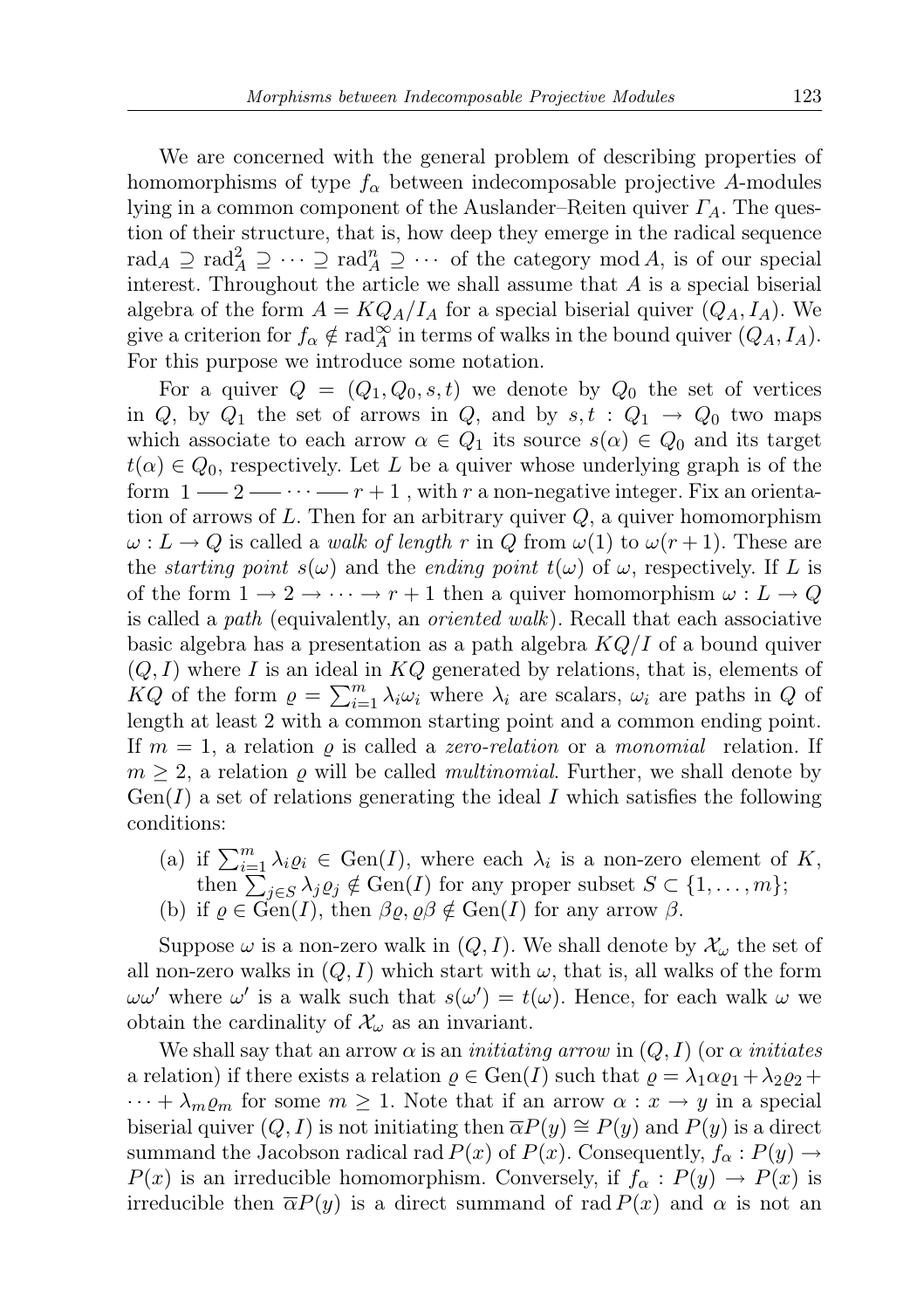We are concerned with the general problem of describing properties of homomorphisms of type $f_\alpha$ between indecomposable projective $A$-modules lying in a common component of the Auslander–Reiten quiver $\Gamma_A$. The question of their structure, that is, how deep they emerge in the radical sequence $\mathrm{rad}_A \supseteq \mathrm{rad}_A^2 \supseteq \cdots \supseteq \mathrm{rad}_A^n \supseteq \cdots$ of the category $\mathrm{mod}\, A$, is of our special interest. Throughout the article we shall assume that $A$ is a special biserial algebra of the form $A = KQ_A/I_A$ for a special biserial quiver $(Q_A, I_A)$. We give a criterion for $f_\alpha \notin \mathrm{rad}_A^\infty$ in terms of walks in the bound quiver $(Q_A, I_A)$. For this purpose we introduce some notation.

For a quiver $Q = (Q_1, Q_0, s, t)$ we denote by $Q_0$ the set of vertices in $Q$, by $Q_1$ the set of arrows in $Q$, and by $s, t : Q_1 \to Q_0$ two maps which associate to each arrow $\alpha \in Q_1$ its source $s(\alpha) \in Q_0$ and its target $t(\alpha) \in Q_0$, respectively. Let $L$ be a quiver whose underlying graph is of the form $1 \frac{\quad}{\quad} 2 \frac{\quad}{\quad} \cdots \frac{\quad}{\quad} r+1$ , with $r$ a non-negative integer. Fix an orientation of arrows of $L$. Then for an arbitrary quiver $Q$, a quiver homomorphism $\omega : L \to Q$ is called a *walk of length* $r$ in $Q$ from $\omega(1)$ to $\omega(r+1)$. These are the *starting point* $s(\omega)$ and the *ending point* $t(\omega)$ of $\omega$, respectively. If $L$ is of the form $1 \to 2 \to \cdots \to r+1$ then a quiver homomorphism $\omega : L \to Q$ is called a *path* (equivalently, an *oriented walk*). Recall that each associative basic algebra has a presentation as a path algebra $KQ/I$ of a bound quiver $(Q, I)$ where $I$ is an ideal in $KQ$ generated by relations, that is, elements of $KQ$ of the form $\varrho = \sum_{i=1}^{m} \lambda_i \omega_i$ where $\lambda_i$ are scalars, $\omega_i$ are paths in $Q$ of length at least 2 with a common starting point and a common ending point. If $m = 1$, a relation $\varrho$ is called a *zero-relation* or a *monomial* relation. If $m \geq 2$, a relation $\varrho$ will be called *multinomial*. Further, we shall denote by $\mathrm{Gen}(I)$ a set of relations generating the ideal $I$ which satisfies the following conditions:

(a) if $\sum_{i=1}^{m} \lambda_i \varrho_i \in \mathrm{Gen}(I)$, where each $\lambda_i$ is a non-zero element of $K$, then $\sum_{j \in S} \lambda_j \varrho_j \notin \mathrm{Gen}(I)$ for any proper subset $S \subset \{1, \ldots, m\}$;

(b) if $\varrho \in \mathrm{Gen}(I)$, then $\beta\varrho, \varrho\beta \notin \mathrm{Gen}(I)$ for any arrow $\beta$.

Suppose $\omega$ is a non-zero walk in $(Q, I)$. We shall denote by $\mathcal{X}_\omega$ the set of all non-zero walks in $(Q, I)$ which start with $\omega$, that is, all walks of the form $\omega\omega'$ where $\omega'$ is a walk such that $s(\omega') = t(\omega)$. Hence, for each walk $\omega$ we obtain the cardinality of $\mathcal{X}_\omega$ as an invariant.

We shall say that an arrow $\alpha$ is an *initiating arrow* in $(Q, I)$ (or $\alpha$ *initiates* a relation) if there exists a relation $\varrho \in \mathrm{Gen}(I)$ such that $\varrho = \lambda_1 \alpha \varrho_1 + \lambda_2 \varrho_2 + \cdots + \lambda_m \varrho_m$ for some $m \geq 1$. Note that if an arrow $\alpha : x \to y$ in a special biserial quiver $(Q, I)$ is not initiating then $\overline{\alpha} P(y) \cong P(y)$ and $P(y)$ is a direct summand the Jacobson radical $\mathrm{rad}\, P(x)$ of $P(x)$. Consequently, $f_\alpha : P(y) \to P(x)$ is an irreducible homomorphism. Conversely, if $f_\alpha : P(y) \to P(x)$ is irreducible then $\overline{\alpha} P(y)$ is a direct summand of $\mathrm{rad}\, P(x)$ and $\alpha$ is not an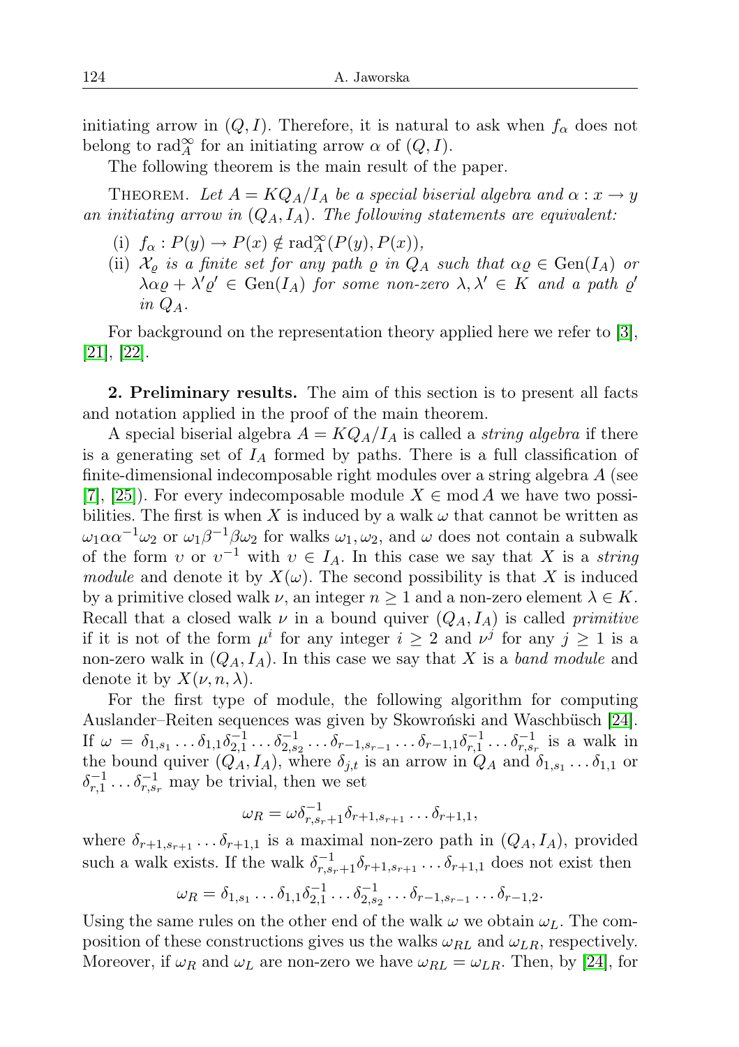initiating arrow in $(Q, I)$. Therefore, it is natural to ask when $f_\alpha$ does not belong to $\mathrm{rad}_A^\infty$ for an initiating arrow $\alpha$ of $(Q, I)$.

The following theorem is the main result of the paper.

Theorem. *Let $A = KQ_A/I_A$ be a special biserial algebra and $\alpha : x \to y$ an initiating arrow in $(Q_A, I_A)$. The following statements are equivalent:*

(i) $f_\alpha : P(y) \to P(x) \notin \mathrm{rad}_A^\infty(P(y), P(x))$,

(ii) *$\mathcal{X}_\varrho$ is a finite set for any path $\varrho$ in $Q_A$ such that $\alpha\varrho \in \mathrm{Gen}(I_A)$ or $\lambda\alpha\varrho + \lambda'\varrho' \in \mathrm{Gen}(I_A)$ for some non-zero $\lambda, \lambda' \in K$ and a path $\varrho'$ in $Q_A$.*

For background on the representation theory applied here we refer to [3], [21], [22].

**2. Preliminary results.** The aim of this section is to present all facts and notation applied in the proof of the main theorem.

A special biserial algebra $A = KQ_A/I_A$ is called a *string algebra* if there is a generating set of $I_A$ formed by paths. There is a full classification of finite-dimensional indecomposable right modules over a string algebra $A$ (see [7], [25]). For every indecomposable module $X \in \mathrm{mod}\, A$ we have two possibilities. The first is when $X$ is induced by a walk $\omega$ that cannot be written as $\omega_1\alpha\alpha^{-1}\omega_2$ or $\omega_1\beta^{-1}\beta\omega_2$ for walks $\omega_1, \omega_2$, and $\omega$ does not contain a subwalk of the form $\upsilon$ or $\upsilon^{-1}$ with $\upsilon \in I_A$. In this case we say that $X$ is a *string module* and denote it by $X(\omega)$. The second possibility is that $X$ is induced by a primitive closed walk $\nu$, an integer $n \geq 1$ and a non-zero element $\lambda \in K$. Recall that a closed walk $\nu$ in a bound quiver $(Q_A, I_A)$ is called *primitive* if it is not of the form $\mu^i$ for any integer $i \geq 2$ and $\nu^j$ for any $j \geq 1$ is a non-zero walk in $(Q_A, I_A)$. In this case we say that $X$ is a *band module* and denote it by $X(\nu, n, \lambda)$.

For the first type of module, the following algorithm for computing Auslander–Reiten sequences was given by Skowroński and Waschbüsch [24]. If $\omega = \delta_{1,s_1} \ldots \delta_{1,1}\delta_{2,1}^{-1} \ldots \delta_{2,s_2}^{-1} \ldots \delta_{r-1,s_{r-1}} \ldots \delta_{r-1,1}\delta_{r,1}^{-1} \ldots \delta_{r,s_r}^{-1}$ is a walk in the bound quiver $(Q_A, I_A)$, where $\delta_{j,t}$ is an arrow in $Q_A$ and $\delta_{1,s_1} \ldots \delta_{1,1}$ or $\delta_{r,1}^{-1} \ldots \delta_{r,s_r}^{-1}$ may be trivial, then we set

$$\omega_R = \omega\delta_{r,s_r+1}^{-1}\delta_{r+1,s_{r+1}} \ldots \delta_{r+1,1},$$

where $\delta_{r+1,s_{r+1}} \ldots \delta_{r+1,1}$ is a maximal non-zero path in $(Q_A, I_A)$, provided such a walk exists. If the walk $\delta_{r,s_r+1}^{-1}\delta_{r+1,s_{r+1}} \ldots \delta_{r+1,1}$ does not exist then

$$\omega_R = \delta_{1,s_1} \ldots \delta_{1,1}\delta_{2,1}^{-1} \ldots \delta_{2,s_2}^{-1} \ldots \delta_{r-1,s_{r-1}} \ldots \delta_{r-1,2}.$$

Using the same rules on the other end of the walk $\omega$ we obtain $\omega_L$. The composition of these constructions gives us the walks $\omega_{RL}$ and $\omega_{LR}$, respectively. Moreover, if $\omega_R$ and $\omega_L$ are non-zero we have $\omega_{RL} = \omega_{LR}$. Then, by [24], for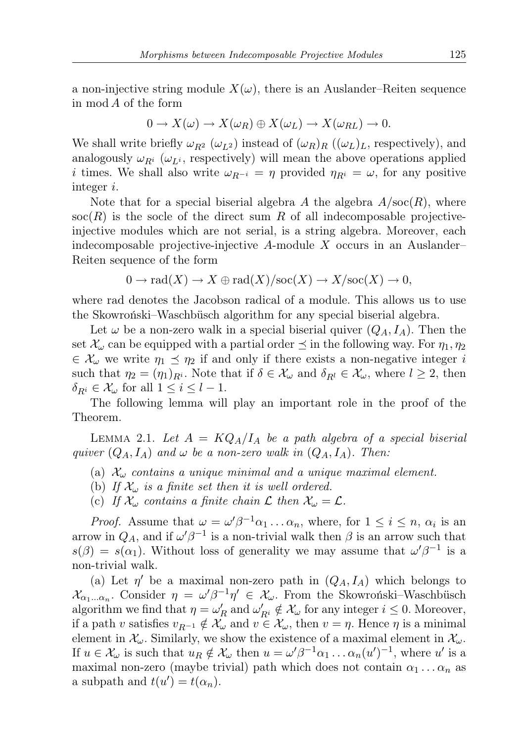a non-injective string module $X(\omega)$, there is an Auslander–Reiten sequence in $\operatorname{mod} A$ of the form

$$0 \to X(\omega) \to X(\omega_R) \oplus X(\omega_L) \to X(\omega_{RL}) \to 0.$$

We shall write briefly $\omega_{R^2}$ ($\omega_{L^2}$) instead of $(\omega_R)_R$ ($(\omega_L)_L$, respectively), and analogously $\omega_{R^i}$ ($\omega_{L^i}$, respectively) will mean the above operations applied $i$ times. We shall also write $\omega_{R^{-i}} = \eta$ provided $\eta_{R^i} = \omega$, for any positive integer $i$.

Note that for a special biserial algebra $A$ the algebra $A/\operatorname{soc}(R)$, where $\operatorname{soc}(R)$ is the socle of the direct sum $R$ of all indecomposable projective-injective modules which are not serial, is a string algebra. Moreover, each indecomposable projective-injective $A$-module $X$ occurs in an Auslander–Reiten sequence of the form

$$0 \to \operatorname{rad}(X) \to X \oplus \operatorname{rad}(X)/\operatorname{soc}(X) \to X/\operatorname{soc}(X) \to 0,$$

where rad denotes the Jacobson radical of a module. This allows us to use the Skowroński–Waschbüsch algorithm for any special biserial algebra.

Let $\omega$ be a non-zero walk in a special biserial quiver $(Q_A, I_A)$. Then the set $\mathcal{X}_\omega$ can be equipped with a partial order $\preceq$ in the following way. For $\eta_1, \eta_2 \in \mathcal{X}_\omega$ we write $\eta_1 \preceq \eta_2$ if and only if there exists a non-negative integer $i$ such that $\eta_2 = (\eta_1)_{R^i}$. Note that if $\delta \in \mathcal{X}_\omega$ and $\delta_{R^l} \in \mathcal{X}_\omega$, where $l \geq 2$, then $\delta_{R^i} \in \mathcal{X}_\omega$ for all $1 \leq i \leq l-1$.

The following lemma will play an important role in the proof of the Theorem.

Lemma 2.1. *Let $A = KQ_A/I_A$ be a path algebra of a special biserial quiver $(Q_A, I_A)$ and $\omega$ be a non-zero walk in $(Q_A, I_A)$. Then:*

(a) *$\mathcal{X}_\omega$ contains a unique minimal and a unique maximal element.*

(b) *If $\mathcal{X}_\omega$ is a finite set then it is well ordered.*

(c) *If $\mathcal{X}_\omega$ contains a finite chain $\mathcal{L}$ then $\mathcal{X}_\omega = \mathcal{L}$.*

*Proof.* Assume that $\omega = \omega'\beta^{-1}\alpha_1 \ldots \alpha_n$, where, for $1 \leq i \leq n$, $\alpha_i$ is an arrow in $Q_A$, and if $\omega'\beta^{-1}$ is a non-trivial walk then $\beta$ is an arrow such that $s(\beta) = s(\alpha_1)$. Without loss of generality we may assume that $\omega'\beta^{-1}$ is a non-trivial walk.

(a) Let $\eta'$ be a maximal non-zero path in $(Q_A, I_A)$ which belongs to $\mathcal{X}_{\alpha_1 \ldots \alpha_n}$. Consider $\eta = \omega'\beta^{-1}\eta' \in \mathcal{X}_\omega$. From the Skowroński–Waschbüsch algorithm we find that $\eta = \omega'_R$ and $\omega'_{R^i} \notin \mathcal{X}_\omega$ for any integer $i \leq 0$. Moreover, if a path $v$ satisfies $v_{R^{-1}} \notin \mathcal{X}_\omega$ and $v \in \mathcal{X}_\omega$, then $v = \eta$. Hence $\eta$ is a minimal element in $\mathcal{X}_\omega$. Similarly, we show the existence of a maximal element in $\mathcal{X}_\omega$. If $u \in \mathcal{X}_\omega$ is such that $u_R \notin \mathcal{X}_\omega$ then $u = \omega'\beta^{-1}\alpha_1 \ldots \alpha_n (u')^{-1}$, where $u'$ is a maximal non-zero (maybe trivial) path which does not contain $\alpha_1 \ldots \alpha_n$ as a subpath and $t(u') = t(\alpha_n)$.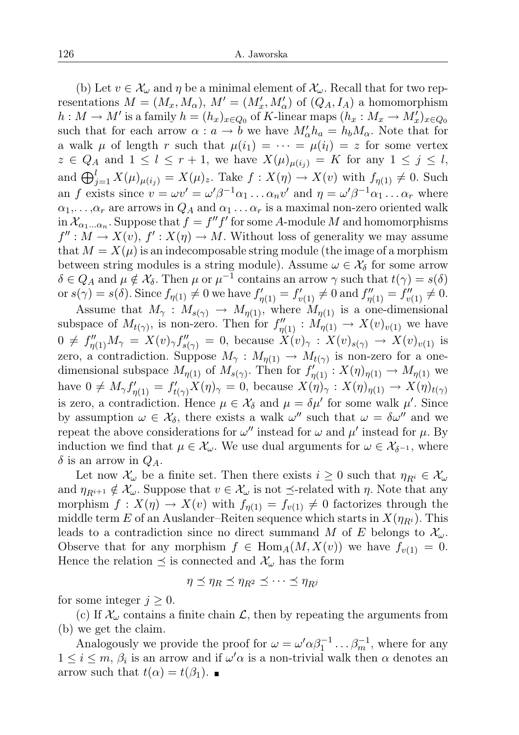(b) Let $v \in \mathcal{X}_\omega$ and $\eta$ be a minimal element of $\mathcal{X}_\omega$. Recall that for two representations $M = (M_x, M_\alpha)$, $M' = (M'_x, M'_\alpha)$ of $(Q_A, I_A)$ a homomorphism $h : M \to M'$ is a family $h = (h_x)_{x \in Q_0}$ of $K$-linear maps $(h_x : M_x \to M'_x)_{x \in Q_0}$ such that for each arrow $\alpha : a \to b$ we have $M'_\alpha h_a = h_b M_\alpha$. Note that for a walk $\mu$ of length $r$ such that $\mu(i_1) = \cdots = \mu(i_l) = z$ for some vertex $z \in Q_A$ and $1 \leq l \leq r + 1$, we have $X(\mu)_{\mu(i_j)} = K$ for any $1 \leq j \leq l$, and $\bigoplus_{j=1}^{l} X(\mu)_{\mu(i_j)} = X(\mu)_z$. Take $f : X(\eta) \to X(v)$ with $f_{\eta(1)} \neq 0$. Such an $f$ exists since $v = \omega v' = \omega' \beta^{-1} \alpha_1 \ldots \alpha_n v'$ and $\eta = \omega' \beta^{-1} \alpha_1 \ldots \alpha_r$ where $\alpha_1, \ldots, \alpha_r$ are arrows in $Q_A$ and $\alpha_1 \ldots \alpha_r$ is a maximal non-zero oriented walk in $\mathcal{X}_{\alpha_1 \ldots \alpha_n}$. Suppose that $f = f'' f'$ for some $A$-module $M$ and homomorphisms $f'' : M \to X(v)$, $f' : X(\eta) \to M$. Without loss of generality we may assume that $M = X(\mu)$ is an indecomposable string module (the image of a morphism between string modules is a string module). Assume $\omega \in \mathcal{X}_\delta$ for some arrow $\delta \in Q_A$ and $\mu \notin \mathcal{X}_\delta$. Then $\mu$ or $\mu^{-1}$ contains an arrow $\gamma$ such that $t(\gamma) = s(\delta)$ or $s(\gamma) = s(\delta)$. Since $f_{\eta(1)} \neq 0$ we have $f'_{\eta(1)} = f'_{v(1)} \neq 0$ and $f''_{\eta(1)} = f''_{v(1)} \neq 0$.

Assume that $M_\gamma : M_{s(\gamma)} \to M_{\eta(1)}$, where $M_{\eta(1)}$ is a one-dimensional subspace of $M_{t(\gamma)}$, is non-zero. Then for $f''_{\eta(1)} : M_{\eta(1)} \to X(v)_{v(1)}$ we have $0 \neq f''_{\eta(1)} M_\gamma = X(v)_\gamma f''_{s(\gamma)} = 0$, because $X(v)_\gamma : X(v)_{s(\gamma)} \to X(v)_{v(1)}$ is zero, a contradiction. Suppose $M_\gamma : M_{\eta(1)} \to M_{t(\gamma)}$ is non-zero for a one-dimensional subspace $M_{\eta(1)}$ of $M_{s(\gamma)}$. Then for $f'_{\eta(1)} : X(\eta)_{\eta(1)} \to M_{\eta(1)}$ we have $0 \neq M_\gamma f'_{\eta(1)} = f'_{t(\gamma)} X(\eta)_\gamma = 0$, because $X(\eta)_\gamma : X(\eta)_{\eta(1)} \to X(\eta)_{t(\gamma)}$ is zero, a contradiction. Hence $\mu \in \mathcal{X}_\delta$ and $\mu = \delta \mu'$ for some walk $\mu'$. Since by assumption $\omega \in \mathcal{X}_\delta$, there exists a walk $\omega''$ such that $\omega = \delta \omega''$ and we repeat the above considerations for $\omega''$ instead for $\omega$ and $\mu'$ instead for $\mu$. By induction we find that $\mu \in \mathcal{X}_\omega$. We use dual arguments for $\omega \in \mathcal{X}_{\delta^{-1}}$, where $\delta$ is an arrow in $Q_A$.

Let now $\mathcal{X}_\omega$ be a finite set. Then there exists $i \geq 0$ such that $\eta_{R^i} \in \mathcal{X}_\omega$ and $\eta_{R^{i+1}} \notin \mathcal{X}_\omega$. Suppose that $v \in \mathcal{X}_\omega$ is not $\preceq$-related with $\eta$. Note that any morphism $f : X(\eta) \to X(v)$ with $f_{\eta(1)} = f_{v(1)} \neq 0$ factorizes through the middle term $E$ of an Auslander–Reiten sequence which starts in $X(\eta_{R^i})$. This leads to a contradiction since no direct summand $M$ of $E$ belongs to $\mathcal{X}_\omega$. Observe that for any morphism $f \in \mathrm{Hom}_A(M, X(v))$ we have $f_{v(1)} = 0$. Hence the relation $\preceq$ is connected and $\mathcal{X}_\omega$ has the form

$$\eta \preceq \eta_R \preceq \eta_{R^2} \preceq \cdots \preceq \eta_{R^j}$$

for some integer $j \geq 0$.

(c) If $\mathcal{X}_\omega$ contains a finite chain $\mathcal{L}$, then by repeating the arguments from (b) we get the claim.

Analogously we provide the proof for $\omega = \omega' \alpha \beta_1^{-1} \ldots \beta_m^{-1}$, where for any $1 \leq i \leq m$, $\beta_i$ is an arrow and if $\omega' \alpha$ is a non-trivial walk then $\alpha$ denotes an arrow such that $t(\alpha) = t(\beta_1)$. ∎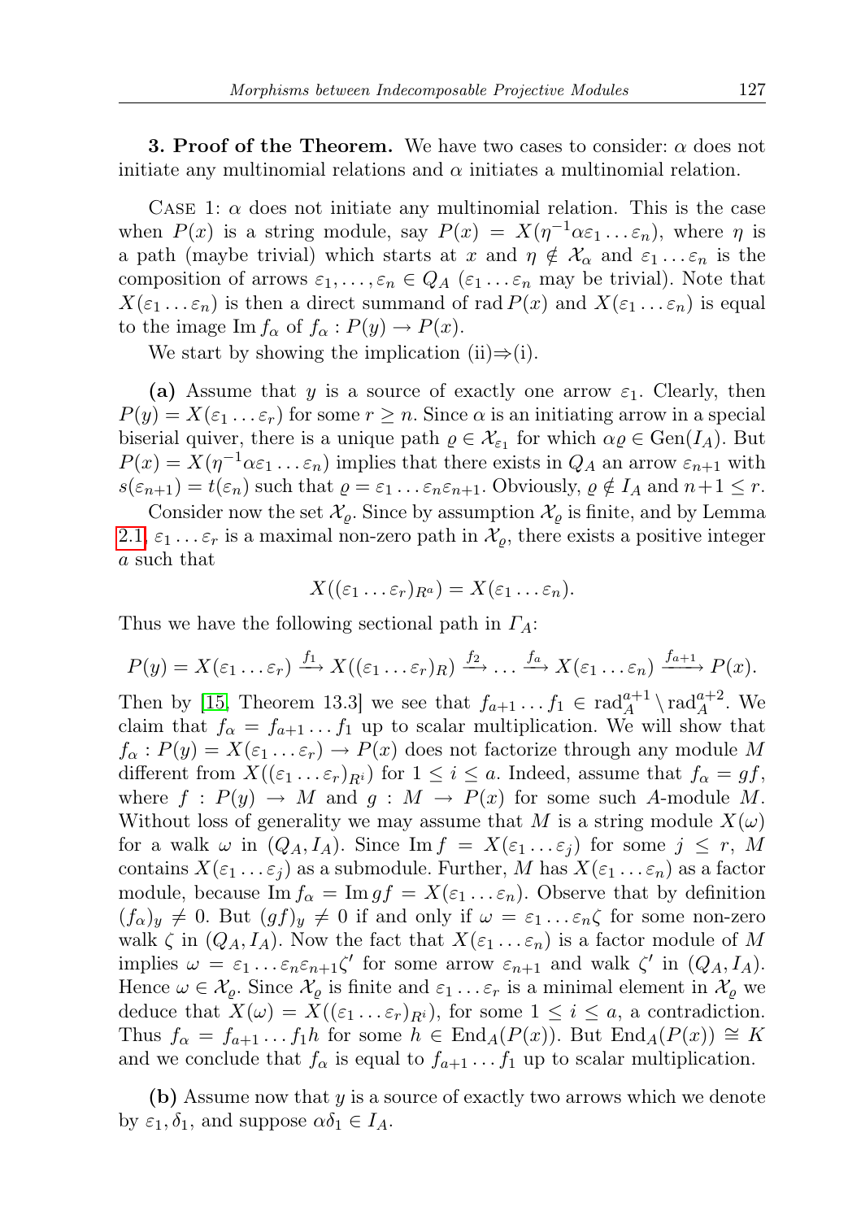**3. Proof of the Theorem.** We have two cases to consider: $\alpha$ does not initiate any multinomial relations and $\alpha$ initiates a multinomial relation.

Case 1: $\alpha$ does not initiate any multinomial relation. This is the case when $P(x)$ is a string module, say $P(x) = X(\eta^{-1}\alpha\varepsilon_1 \ldots \varepsilon_n)$, where $\eta$ is a path (maybe trivial) which starts at $x$ and $\eta \notin \mathcal{X}_\alpha$ and $\varepsilon_1 \ldots \varepsilon_n$ is the composition of arrows $\varepsilon_1, \ldots, \varepsilon_n \in Q_A$ ($\varepsilon_1 \ldots \varepsilon_n$ may be trivial). Note that $X(\varepsilon_1 \ldots \varepsilon_n)$ is then a direct summand of $\operatorname{rad} P(x)$ and $X(\varepsilon_1 \ldots \varepsilon_n)$ is equal to the image $\operatorname{Im} f_\alpha$ of $f_\alpha : P(y) \to P(x)$.

We start by showing the implication (ii)$\Rightarrow$(i).

**(a)** Assume that $y$ is a source of exactly one arrow $\varepsilon_1$. Clearly, then $P(y) = X(\varepsilon_1 \ldots \varepsilon_r)$ for some $r \geq n$. Since $\alpha$ is an initiating arrow in a special biserial quiver, there is a unique path $\varrho \in \mathcal{X}_{\varepsilon_1}$ for which $\alpha\varrho \in \operatorname{Gen}(I_A)$. But $P(x) = X(\eta^{-1}\alpha\varepsilon_1 \ldots \varepsilon_n)$ implies that there exists in $Q_A$ an arrow $\varepsilon_{n+1}$ with $s(\varepsilon_{n+1}) = t(\varepsilon_n)$ such that $\varrho = \varepsilon_1 \ldots \varepsilon_n\varepsilon_{n+1}$. Obviously, $\varrho \notin I_A$ and $n+1 \leq r$.

Consider now the set $\mathcal{X}_\varrho$. Since by assumption $\mathcal{X}_\varrho$ is finite, and by Lemma 2.1, $\varepsilon_1 \ldots \varepsilon_r$ is a maximal non-zero path in $\mathcal{X}_\varrho$, there exists a positive integer $a$ such that

$$X((\varepsilon_1 \ldots \varepsilon_r)_{R^a}) = X(\varepsilon_1 \ldots \varepsilon_n).$$

Thus we have the following sectional path in $\Gamma_A$:

$$P(y) = X(\varepsilon_1 \ldots \varepsilon_r) \xrightarrow{f_1} X((\varepsilon_1 \ldots \varepsilon_r)_R) \xrightarrow{f_2} \ldots \xrightarrow{f_a} X(\varepsilon_1 \ldots \varepsilon_n) \xrightarrow{f_{a+1}} P(x).$$

Then by [15, Theorem 13.3] we see that $f_{a+1} \ldots f_1 \in \operatorname{rad}_A^{a+1} \setminus \operatorname{rad}_A^{a+2}$. We claim that $f_\alpha = f_{a+1} \ldots f_1$ up to scalar multiplication. We will show that $f_\alpha : P(y) = X(\varepsilon_1 \ldots \varepsilon_r) \to P(x)$ does not factorize through any module $M$ different from $X((\varepsilon_1 \ldots \varepsilon_r)_{R^i})$ for $1 \leq i \leq a$. Indeed, assume that $f_\alpha = gf$, where $f : P(y) \to M$ and $g : M \to P(x)$ for some such $A$-module $M$. Without loss of generality we may assume that $M$ is a string module $X(\omega)$ for a walk $\omega$ in $(Q_A, I_A)$. Since $\operatorname{Im} f = X(\varepsilon_1 \ldots \varepsilon_j)$ for some $j \leq r$, $M$ contains $X(\varepsilon_1 \ldots \varepsilon_j)$ as a submodule. Further, $M$ has $X(\varepsilon_1 \ldots \varepsilon_n)$ as a factor module, because $\operatorname{Im} f_\alpha = \operatorname{Im} gf = X(\varepsilon_1 \ldots \varepsilon_n)$. Observe that by definition $(f_\alpha)_y \neq 0$. But $(gf)_y \neq 0$ if and only if $\omega = \varepsilon_1 \ldots \varepsilon_n\zeta$ for some non-zero walk $\zeta$ in $(Q_A, I_A)$. Now the fact that $X(\varepsilon_1 \ldots \varepsilon_n)$ is a factor module of $M$ implies $\omega = \varepsilon_1 \ldots \varepsilon_n\varepsilon_{n+1}\zeta'$ for some arrow $\varepsilon_{n+1}$ and walk $\zeta'$ in $(Q_A, I_A)$. Hence $\omega \in \mathcal{X}_\varrho$. Since $\mathcal{X}_\varrho$ is finite and $\varepsilon_1 \ldots \varepsilon_r$ is a minimal element in $\mathcal{X}_\varrho$ we deduce that $X(\omega) = X((\varepsilon_1 \ldots \varepsilon_r)_{R^i})$, for some $1 \leq i \leq a$, a contradiction. Thus $f_\alpha = f_{a+1} \ldots f_1 h$ for some $h \in \operatorname{End}_A(P(x))$. But $\operatorname{End}_A(P(x)) \cong K$ and we conclude that $f_\alpha$ is equal to $f_{a+1} \ldots f_1$ up to scalar multiplication.

**(b)** Assume now that $y$ is a source of exactly two arrows which we denote by $\varepsilon_1, \delta_1$, and suppose $\alpha\delta_1 \in I_A$.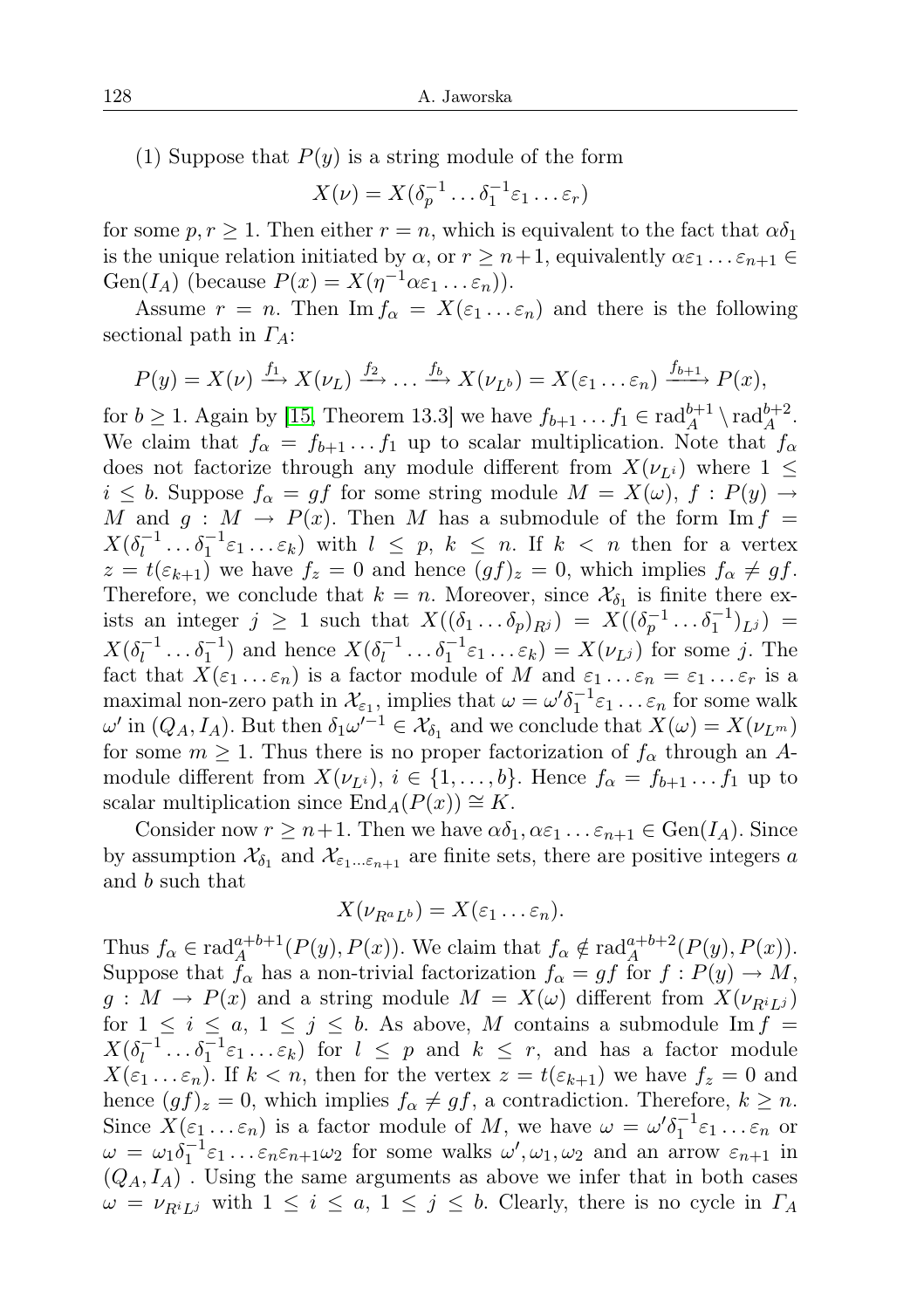(1) Suppose that $P(y)$ is a string module of the form

$$X(\nu) = X(\delta_p^{-1} \dots \delta_1^{-1} \varepsilon_1 \dots \varepsilon_r)$$

for some $p, r \geq 1$. Then either $r = n$, which is equivalent to the fact that $\alpha\delta_1$ is the unique relation initiated by $\alpha$, or $r \geq n+1$, equivalently $\alpha\varepsilon_1 \dots \varepsilon_{n+1} \in \mathrm{Gen}(I_A)$ (because $P(x) = X(\eta^{-1}\alpha\varepsilon_1 \dots \varepsilon_n)$).

Assume $r = n$. Then $\mathrm{Im}\, f_\alpha = X(\varepsilon_1 \dots \varepsilon_n)$ and there is the following sectional path in $\Gamma_A$:

$$P(y) = X(\nu) \xrightarrow{f_1} X(\nu_L) \xrightarrow{f_2} \dots \xrightarrow{f_b} X(\nu_{L^b}) = X(\varepsilon_1 \dots \varepsilon_n) \xrightarrow{f_{b+1}} P(x),$$

for $b \geq 1$. Again by [15, Theorem 13.3] we have $f_{b+1} \dots f_1 \in \mathrm{rad}_A^{b+1} \setminus \mathrm{rad}_A^{b+2}$. We claim that $f_\alpha = f_{b+1} \dots f_1$ up to scalar multiplication. Note that $f_\alpha$ does not factorize through any module different from $X(\nu_{L^i})$ where $1 \leq i \leq b$. Suppose $f_\alpha = gf$ for some string module $M = X(\omega)$, $f : P(y) \to M$ and $g : M \to P(x)$. Then $M$ has a submodule of the form $\mathrm{Im}\, f = X(\delta_l^{-1} \dots \delta_1^{-1} \varepsilon_1 \dots \varepsilon_k)$ with $l \leq p$, $k \leq n$. If $k < n$ then for a vertex $z = t(\varepsilon_{k+1})$ we have $f_z = 0$ and hence $(gf)_z = 0$, which implies $f_\alpha \neq gf$. Therefore, we conclude that $k = n$. Moreover, since $\mathcal{X}_{\delta_1}$ is finite there exists an integer $j \geq 1$ such that $X((\delta_1 \dots \delta_p)_{R^j}) = X((\delta_p^{-1} \dots \delta_1^{-1})_{L^j}) = X(\delta_l^{-1} \dots \delta_1^{-1})$ and hence $X(\delta_l^{-1} \dots \delta_1^{-1} \varepsilon_1 \dots \varepsilon_k) = X(\nu_{L^j})$ for some $j$. The fact that $X(\varepsilon_1 \dots \varepsilon_n)$ is a factor module of $M$ and $\varepsilon_1 \dots \varepsilon_n = \varepsilon_1 \dots \varepsilon_r$ is a maximal non-zero path in $\mathcal{X}_{\varepsilon_1}$, implies that $\omega = \omega' \delta_1^{-1} \varepsilon_1 \dots \varepsilon_n$ for some walk $\omega'$ in $(Q_A, I_A)$. But then $\delta_1 \omega'^{-1} \in \mathcal{X}_{\delta_1}$ and we conclude that $X(\omega) = X(\nu_{L^m})$ for some $m \geq 1$. Thus there is no proper factorization of $f_\alpha$ through an $A$-module different from $X(\nu_{L^i})$, $i \in \{1, \dots, b\}$. Hence $f_\alpha = f_{b+1} \dots f_1$ up to scalar multiplication since $\mathrm{End}_A(P(x)) \cong K$.

Consider now $r \geq n+1$. Then we have $\alpha\delta_1, \alpha\varepsilon_1 \dots \varepsilon_{n+1} \in \mathrm{Gen}(I_A)$. Since by assumption $\mathcal{X}_{\delta_1}$ and $\mathcal{X}_{\varepsilon_1 \dots \varepsilon_{n+1}}$ are finite sets, there are positive integers $a$ and $b$ such that

$$X(\nu_{R^a L^b}) = X(\varepsilon_1 \dots \varepsilon_n).$$

Thus $f_\alpha \in \mathrm{rad}_A^{a+b+1}(P(y), P(x))$. We claim that $f_\alpha \notin \mathrm{rad}_A^{a+b+2}(P(y), P(x))$. Suppose that $f_\alpha$ has a non-trivial factorization $f_\alpha = gf$ for $f : P(y) \to M$, $g : M \to P(x)$ and a string module $M = X(\omega)$ different from $X(\nu_{R^i L^j})$ for $1 \leq i \leq a$, $1 \leq j \leq b$. As above, $M$ contains a submodule $\mathrm{Im}\, f = X(\delta_l^{-1} \dots \delta_1^{-1} \varepsilon_1 \dots \varepsilon_k)$ for $l \leq p$ and $k \leq r$, and has a factor module $X(\varepsilon_1 \dots \varepsilon_n)$. If $k < n$, then for the vertex $z = t(\varepsilon_{k+1})$ we have $f_z = 0$ and hence $(gf)_z = 0$, which implies $f_\alpha \neq gf$, a contradiction. Therefore, $k \geq n$. Since $X(\varepsilon_1 \dots \varepsilon_n)$ is a factor module of $M$, we have $\omega = \omega' \delta_1^{-1} \varepsilon_1 \dots \varepsilon_n$ or $\omega = \omega_1 \delta_1^{-1} \varepsilon_1 \dots \varepsilon_n \varepsilon_{n+1} \omega_2$ for some walks $\omega', \omega_1, \omega_2$ and an arrow $\varepsilon_{n+1}$ in $(Q_A, I_A)$ . Using the same arguments as above we infer that in both cases $\omega = \nu_{R^i L^j}$ with $1 \leq i \leq a$, $1 \leq j \leq b$. Clearly, there is no cycle in $\Gamma_A$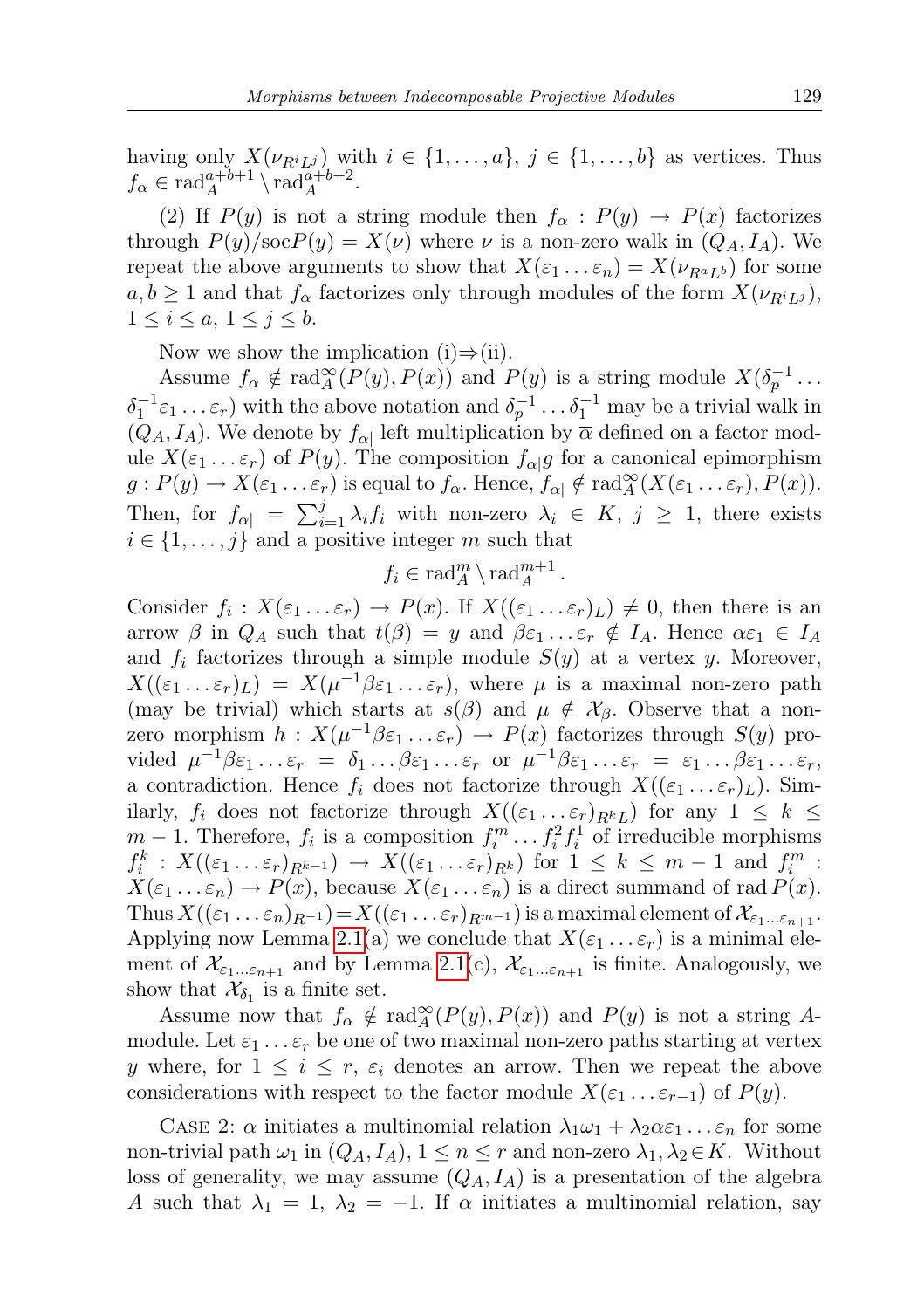having only $X(\nu_{R^iL^j})$ with $i \in \{1,\dots,a\}$, $j \in \{1,\dots,b\}$ as vertices. Thus $f_\alpha \in \mathrm{rad}_A^{a+b+1} \setminus \mathrm{rad}_A^{a+b+2}$.

(2) If $P(y)$ is not a string module then $f_\alpha : P(y) \to P(x)$ factorizes through $P(y)/\mathrm{soc}P(y) = X(\nu)$ where $\nu$ is a non-zero walk in $(Q_A, I_A)$. We repeat the above arguments to show that $X(\varepsilon_1 \dots \varepsilon_n) = X(\nu_{R^aL^b})$ for some $a, b \geq 1$ and that $f_\alpha$ factorizes only through modules of the form $X(\nu_{R^iL^j})$, $1 \leq i \leq a$, $1 \leq j \leq b$.

Now we show the implication (i)⇒(ii).

Assume $f_\alpha \notin \mathrm{rad}_A^\infty(P(y), P(x))$ and $P(y)$ is a string module $X(\delta_p^{-1}\dots\delta_1^{-1}\varepsilon_1\dots\varepsilon_r)$ with the above notation and $\delta_p^{-1}\dots\delta_1^{-1}$ may be a trivial walk in $(Q_A, I_A)$. We denote by $f_{\alpha|}$ left multiplication by $\overline{\alpha}$ defined on a factor module $X(\varepsilon_1\dots\varepsilon_r)$ of $P(y)$. The composition $f_{\alpha|}g$ for a canonical epimorphism $g : P(y) \to X(\varepsilon_1\dots\varepsilon_r)$ is equal to $f_\alpha$. Hence, $f_{\alpha|} \notin \mathrm{rad}_A^\infty(X(\varepsilon_1\dots\varepsilon_r), P(x))$. Then, for $f_{\alpha|} = \sum_{i=1}^{j} \lambda_i f_i$ with non-zero $\lambda_i \in K$, $j \geq 1$, there exists $i \in \{1,\dots,j\}$ and a positive integer $m$ such that

$$f_i \in \mathrm{rad}_A^m \setminus \mathrm{rad}_A^{m+1}\,.$$

Consider $f_i : X(\varepsilon_1\dots\varepsilon_r) \to P(x)$. If $X((\varepsilon_1\dots\varepsilon_r)_L) \neq 0$, then there is an arrow $\beta$ in $Q_A$ such that $t(\beta) = y$ and $\beta\varepsilon_1\dots\varepsilon_r \notin I_A$. Hence $\alpha\varepsilon_1 \in I_A$ and $f_i$ factorizes through a simple module $S(y)$ at a vertex $y$. Moreover, $X((\varepsilon_1\dots\varepsilon_r)_L) = X(\mu^{-1}\beta\varepsilon_1\dots\varepsilon_r)$, where $\mu$ is a maximal non-zero path (may be trivial) which starts at $s(\beta)$ and $\mu \notin \mathcal{X}_\beta$. Observe that a non-zero morphism $h : X(\mu^{-1}\beta\varepsilon_1\dots\varepsilon_r) \to P(x)$ factorizes through $S(y)$ provided $\mu^{-1}\beta\varepsilon_1\dots\varepsilon_r = \delta_1\dots\beta\varepsilon_1\dots\varepsilon_r$ or $\mu^{-1}\beta\varepsilon_1\dots\varepsilon_r = \varepsilon_1\dots\beta\varepsilon_1\dots\varepsilon_r$, a contradiction. Hence $f_i$ does not factorize through $X((\varepsilon_1\dots\varepsilon_r)_L)$. Similarly, $f_i$ does not factorize through $X((\varepsilon_1\dots\varepsilon_r)_{R^kL})$ for any $1 \leq k \leq m-1$. Therefore, $f_i$ is a composition $f_i^m \dots f_i^2 f_i^1$ of irreducible morphisms $f_i^k : X((\varepsilon_1\dots\varepsilon_r)_{R^{k-1}}) \to X((\varepsilon_1\dots\varepsilon_r)_{R^k})$ for $1 \leq k \leq m-1$ and $f_i^m : X(\varepsilon_1\dots\varepsilon_n) \to P(x)$, because $X(\varepsilon_1\dots\varepsilon_n)$ is a direct summand of $\mathrm{rad}\,P(x)$. Thus $X((\varepsilon_1\dots\varepsilon_n)_{R^{-1}}) = X((\varepsilon_1\dots\varepsilon_r)_{R^{m-1}})$ is a maximal element of $\mathcal{X}_{\varepsilon_1\dots\varepsilon_{n+1}}$. Applying now Lemma 2.1(a) we conclude that $X(\varepsilon_1\dots\varepsilon_r)$ is a minimal element of $\mathcal{X}_{\varepsilon_1\dots\varepsilon_{n+1}}$ and by Lemma 2.1(c), $\mathcal{X}_{\varepsilon_1\dots\varepsilon_{n+1}}$ is finite. Analogously, we show that $\mathcal{X}_{\delta_1}$ is a finite set.

Assume now that $f_\alpha \notin \mathrm{rad}_A^\infty(P(y), P(x))$ and $P(y)$ is not a string $A$-module. Let $\varepsilon_1\dots\varepsilon_r$ be one of two maximal non-zero paths starting at vertex $y$ where, for $1 \leq i \leq r$, $\varepsilon_i$ denotes an arrow. Then we repeat the above considerations with respect to the factor module $X(\varepsilon_1\dots\varepsilon_{r-1})$ of $P(y)$.

Case 2: $\alpha$ initiates a multinomial relation $\lambda_1\omega_1 + \lambda_2\alpha\varepsilon_1\dots\varepsilon_n$ for some non-trivial path $\omega_1$ in $(Q_A, I_A)$, $1 \leq n \leq r$ and non-zero $\lambda_1, \lambda_2 \in K$. Without loss of generality, we may assume $(Q_A, I_A)$ is a presentation of the algebra $A$ such that $\lambda_1 = 1$, $\lambda_2 = -1$. If $\alpha$ initiates a multinomial relation, say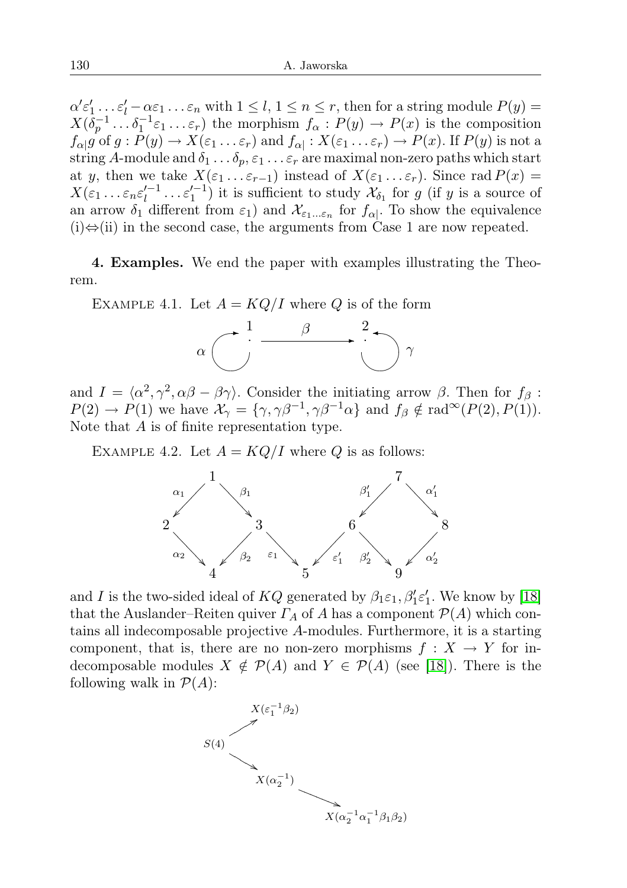$\alpha'\varepsilon'_1 \dots \varepsilon'_l - \alpha\varepsilon_1 \dots \varepsilon_n$ with $1 \le l$, $1 \le n \le r$, then for a string module $P(y) = X(\delta_p^{-1} \dots \delta_1^{-1}\varepsilon_1 \dots \varepsilon_r)$ the morphism $f_\alpha : P(y) \to P(x)$ is the composition $f_{\alpha|}g$ of $g : P(y) \to X(\varepsilon_1 \dots \varepsilon_r)$ and $f_{\alpha|} : X(\varepsilon_1 \dots \varepsilon_r) \to P(x)$. If $P(y)$ is not a string $A$-module and $\delta_1 \dots \delta_p, \varepsilon_1 \dots \varepsilon_r$ are maximal non-zero paths which start at $y$, then we take $X(\varepsilon_1 \dots \varepsilon_{r-1})$ instead of $X(\varepsilon_1 \dots \varepsilon_r)$. Since $\operatorname{rad} P(x) = X(\varepsilon_1 \dots \varepsilon_n \varepsilon_l'^{-1} \dots \varepsilon_1'^{-1})$ it is sufficient to study $\mathcal{X}_{\delta_1}$ for $g$ (if $y$ is a source of an arrow $\delta_1$ different from $\varepsilon_1$) and $\mathcal{X}_{\varepsilon_1 \dots \varepsilon_n}$ for $f_{\alpha|}$. To show the equivalence (i)$\Leftrightarrow$(ii) in the second case, the arguments from Case 1 are now repeated.

**4. Examples.** We end the paper with examples illustrating the Theorem.

Example 4.1. Let $A = KQ/I$ where $Q$ is of the form

$$\alpha \circlearrowright \overset{1}{\cdot} \xrightarrow{\ \beta\ } \overset{2}{\cdot} \circlearrowleft \gamma$$

and $I = \langle \alpha^2, \gamma^2, \alpha\beta - \beta\gamma \rangle$. Consider the initiating arrow $\beta$. Then for $f_\beta : P(2) \to P(1)$ we have $\mathcal{X}_\gamma = \{\gamma, \gamma\beta^{-1}, \gamma\beta^{-1}\alpha\}$ and $f_\beta \notin \operatorname{rad}^\infty(P(2), P(1))$. Note that $A$ is of finite representation type.

Example 4.2. Let $A = KQ/I$ where $Q$ is as follows:

Arrows: $\alpha_1 : 1 \to 2$, $\beta_1 : 1 \to 3$, $\alpha_2 : 2 \to 4$, $\beta_2 : 3 \to 4$, $\varepsilon_1 : 3 \to 5$, $\beta'_1 : 7 \to 6$, $\alpha'_1 : 7 \to 8$, $\varepsilon'_1 : 6 \to 5$, $\beta'_2 : 6 \to 9$, $\alpha'_2 : 8 \to 9$.

and $I$ is the two-sided ideal of $KQ$ generated by $\beta_1\varepsilon_1, \beta'_1\varepsilon'_1$. We know by [18] that the Auslander–Reiten quiver $\Gamma_A$ of $A$ has a component $\mathcal{P}(A)$ which contains all indecomposable projective $A$-modules. Furthermore, it is a starting component, that is, there are no non-zero morphisms $f : X \to Y$ for indecomposable modules $X \notin \mathcal{P}(A)$ and $Y \in \mathcal{P}(A)$ (see [18]). There is the following walk in $\mathcal{P}(A)$:

$$S(4) \to X(\varepsilon_1^{-1}\beta_2), \qquad S(4) \to X(\alpha_2^{-1}) \to X(\alpha_2^{-1}\alpha_1^{-1}\beta_1\beta_2)$$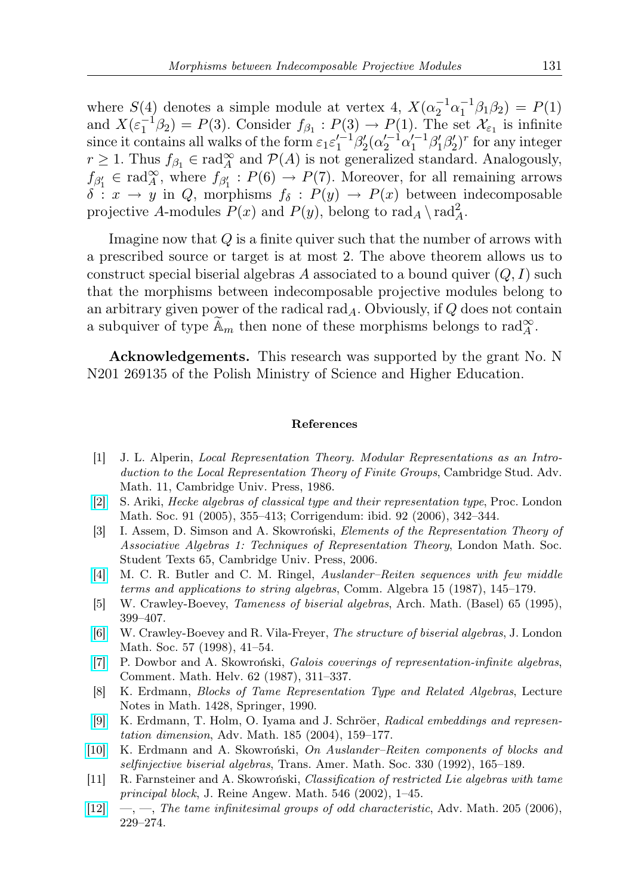where $S(4)$ denotes a simple module at vertex 4, $X(\alpha_2^{-1}\alpha_1^{-1}\beta_1\beta_2) = P(1)$ and $X(\varepsilon_1^{-1}\beta_2) = P(3)$. Consider $f_{\beta_1} : P(3) \to P(1)$. The set $\mathcal{X}_{\varepsilon_1}$ is infinite since it contains all walks of the form $\varepsilon_1\varepsilon_1'^{-1}\beta_2'(\alpha_2'^{-1}\alpha_1'^{-1}\beta_1'\beta_2')^r$ for any integer $r \geq 1$. Thus $f_{\beta_1} \in \mathrm{rad}_A^\infty$ and $\mathcal{P}(A)$ is not generalized standard. Analogously, $f_{\beta_1'} \in \mathrm{rad}_A^\infty$, where $f_{\beta_1'} : P(6) \to P(7)$. Moreover, for all remaining arrows $\delta : x \to y$ in $Q$, morphisms $f_\delta : P(y) \to P(x)$ between indecomposable projective $A$-modules $P(x)$ and $P(y)$, belong to $\mathrm{rad}_A \setminus \mathrm{rad}_A^2$.

Imagine now that $Q$ is a finite quiver such that the number of arrows with a prescribed source or target is at most 2. The above theorem allows us to construct special biserial algebras $A$ associated to a bound quiver $(Q, I)$ such that the morphisms between indecomposable projective modules belong to an arbitrary given power of the radical $\mathrm{rad}_A$. Obviously, if $Q$ does not contain a subquiver of type $\widetilde{\mathbb{A}}_m$ then none of these morphisms belongs to $\mathrm{rad}_A^\infty$.

**Acknowledgements.** This research was supported by the grant No. N N201 269135 of the Polish Ministry of Science and Higher Education.

## References

[1] J. L. Alperin, *Local Representation Theory. Modular Representations as an Introduction to the Local Representation Theory of Finite Groups*, Cambridge Stud. Adv. Math. 11, Cambridge Univ. Press, 1986.

[2] S. Ariki, *Hecke algebras of classical type and their representation type*, Proc. London Math. Soc. 91 (2005), 355–413; Corrigendum: ibid. 92 (2006), 342–344.

[3] I. Assem, D. Simson and A. Skowroński, *Elements of the Representation Theory of Associative Algebras 1: Techniques of Representation Theory*, London Math. Soc. Student Texts 65, Cambridge Univ. Press, 2006.

[4] M. C. R. Butler and C. M. Ringel, *Auslander–Reiten sequences with few middle terms and applications to string algebras*, Comm. Algebra 15 (1987), 145–179.

[5] W. Crawley-Boevey, *Tameness of biserial algebras*, Arch. Math. (Basel) 65 (1995), 399–407.

[6] W. Crawley-Boevey and R. Vila-Freyer, *The structure of biserial algebras*, J. London Math. Soc. 57 (1998), 41–54.

[7] P. Dowbor and A. Skowroński, *Galois coverings of representation-infinite algebras*, Comment. Math. Helv. 62 (1987), 311–337.

[8] K. Erdmann, *Blocks of Tame Representation Type and Related Algebras*, Lecture Notes in Math. 1428, Springer, 1990.

[9] K. Erdmann, T. Holm, O. Iyama and J. Schröer, *Radical embeddings and representation dimension*, Adv. Math. 185 (2004), 159–177.

[10] K. Erdmann and A. Skowroński, *On Auslander–Reiten components of blocks and selfinjective biserial algebras*, Trans. Amer. Math. Soc. 330 (1992), 165–189.

[11] R. Farnsteiner and A. Skowroński, *Classification of restricted Lie algebras with tame principal block*, J. Reine Angew. Math. 546 (2002), 1–45.

[12] —, —, *The tame infinitesimal groups of odd characteristic*, Adv. Math. 205 (2006), 229–274.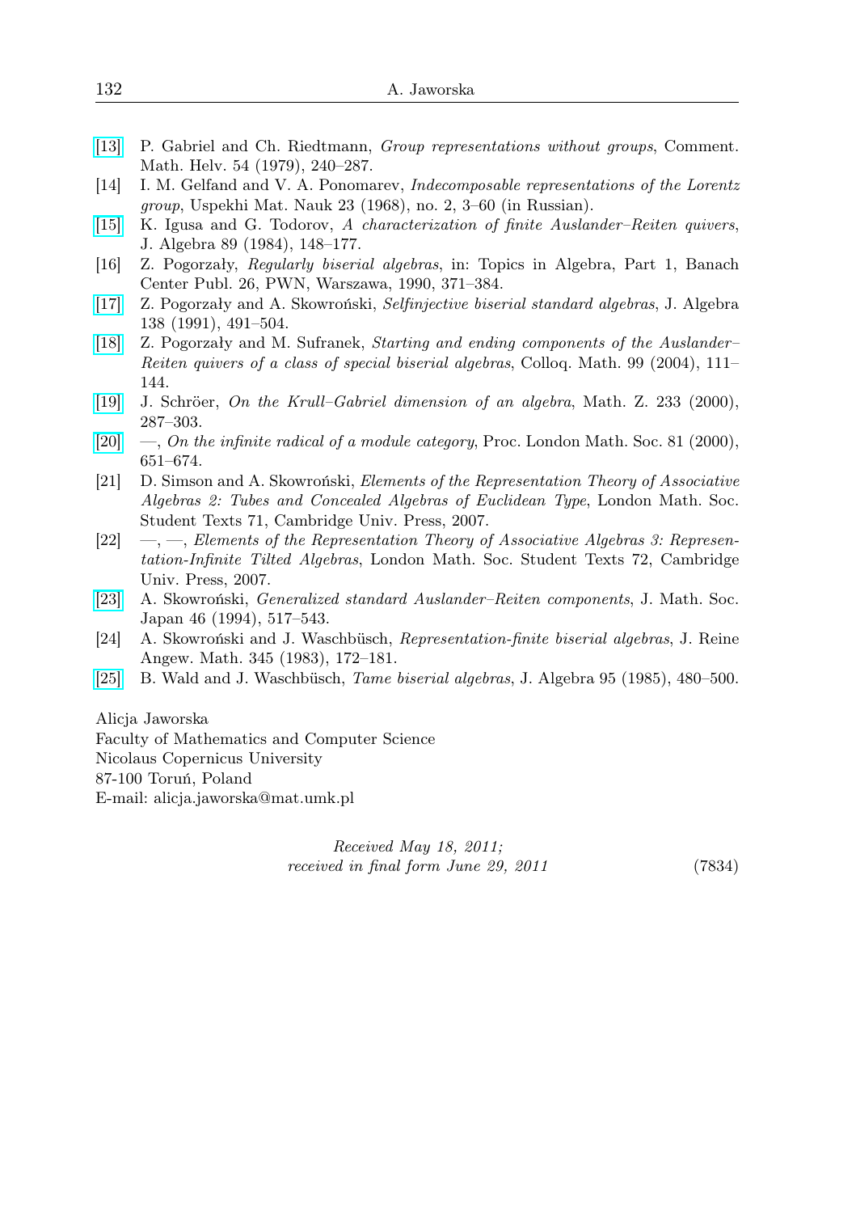[13] P. Gabriel and Ch. Riedtmann, *Group representations without groups*, Comment. Math. Helv. 54 (1979), 240–287.

[14] I. M. Gelfand and V. A. Ponomarev, *Indecomposable representations of the Lorentz group*, Uspekhi Mat. Nauk 23 (1968), no. 2, 3–60 (in Russian).

[15] K. Igusa and G. Todorov, *A characterization of finite Auslander–Reiten quivers*, J. Algebra 89 (1984), 148–177.

[16] Z. Pogorzały, *Regularly biserial algebras*, in: Topics in Algebra, Part 1, Banach Center Publ. 26, PWN, Warszawa, 1990, 371–384.

[17] Z. Pogorzały and A. Skowroński, *Selfinjective biserial standard algebras*, J. Algebra 138 (1991), 491–504.

[18] Z. Pogorzały and M. Sufranek, *Starting and ending components of the Auslander–Reiten quivers of a class of special biserial algebras*, Colloq. Math. 99 (2004), 111–144.

[19] J. Schröer, *On the Krull–Gabriel dimension of an algebra*, Math. Z. 233 (2000), 287–303.

[20] —, *On the infinite radical of a module category*, Proc. London Math. Soc. 81 (2000), 651–674.

[21] D. Simson and A. Skowroński, *Elements of the Representation Theory of Associative Algebras 2: Tubes and Concealed Algebras of Euclidean Type*, London Math. Soc. Student Texts 71, Cambridge Univ. Press, 2007.

[22] —, —, *Elements of the Representation Theory of Associative Algebras 3: Representation-Infinite Tilted Algebras*, London Math. Soc. Student Texts 72, Cambridge Univ. Press, 2007.

[23] A. Skowroński, *Generalized standard Auslander–Reiten components*, J. Math. Soc. Japan 46 (1994), 517–543.

[24] A. Skowroński and J. Waschbüsch, *Representation-finite biserial algebras*, J. Reine Angew. Math. 345 (1983), 172–181.

[25] B. Wald and J. Waschbüsch, *Tame biserial algebras*, J. Algebra 95 (1985), 480–500.

Alicja Jaworska
Faculty of Mathematics and Computer Science
Nicolaus Copernicus University
87-100 Toruń, Poland
E-mail: alicja.jaworska@mat.umk.pl

*Received May 18, 2011;*
*received in final form June 29, 2011* (7834)